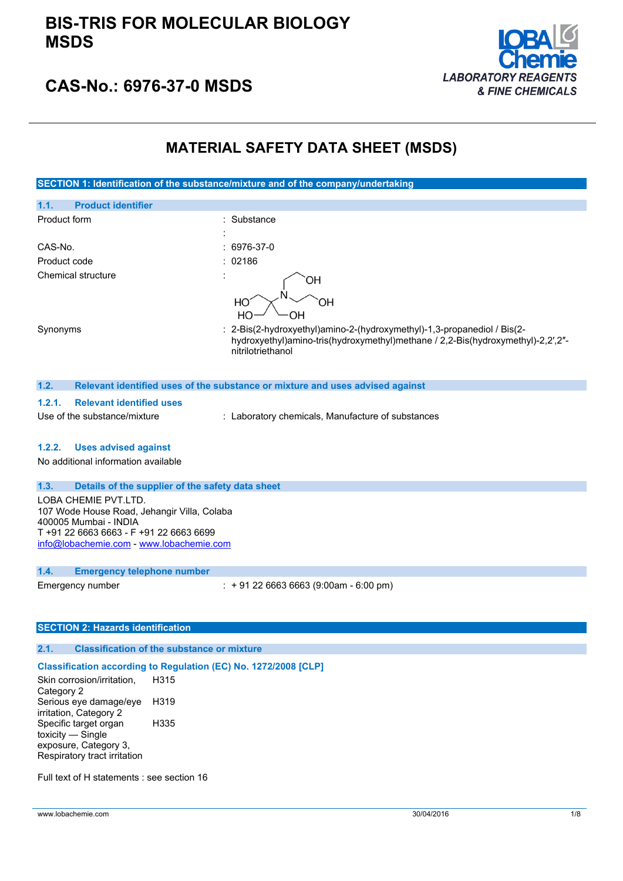# BIS-TRIS FOR MOLECULAR BIOLOGY MSDS

## CAS-No.: 6976-37-0 MSDS

LOBA Chemie
LABORATORY REAGENTS & FINE CHEMICALS

# MATERIAL SAFETY DATA SHEET (MSDS)

## SECTION 1: Identification of the substance/mixture and of the company/undertaking

### 1.1. Product identifier

Product form : Substance

:

CAS-No. : 6976-37-0

Product code : 02186

Chemical structure :

Synonyms : 2-Bis(2-hydroxyethyl)amino-2-(hydroxymethyl)-1,3-propanediol / Bis(2-hydroxyethyl)amino-tris(hydroxymethyl)methane / 2,2-Bis(hydroxymethyl)-2,2′,2″-nitrilotriethanol

### 1.2. Relevant identified uses of the substance or mixture and uses advised against

#### 1.2.1. Relevant identified uses

Use of the substance/mixture : Laboratory chemicals, Manufacture of substances

#### 1.2.2. Uses advised against

No additional information available

### 1.3. Details of the supplier of the safety data sheet

LOBA CHEMIE PVT.LTD.
107 Wode House Road, Jehangir Villa, Colaba
400005 Mumbai - INDIA
T +91 22 6663 6663 - F +91 22 6663 6699
info@lobachemie.com - www.lobachemie.com

### 1.4. Emergency telephone number

Emergency number : + 91 22 6663 6663 (9:00am - 6:00 pm)

## SECTION 2: Hazards identification

### 2.1. Classification of the substance or mixture

**Classification according to Regulation (EC) No. 1272/2008 [CLP]**

| | |
|---|---|
| Skin corrosion/irritation, Category 2 | H315 |
| Serious eye damage/eye irritation, Category 2 | H319 |
| Specific target organ toxicity — Single exposure, Category 3, Respiratory tract irritation | H335 |

Full text of H statements : see section 16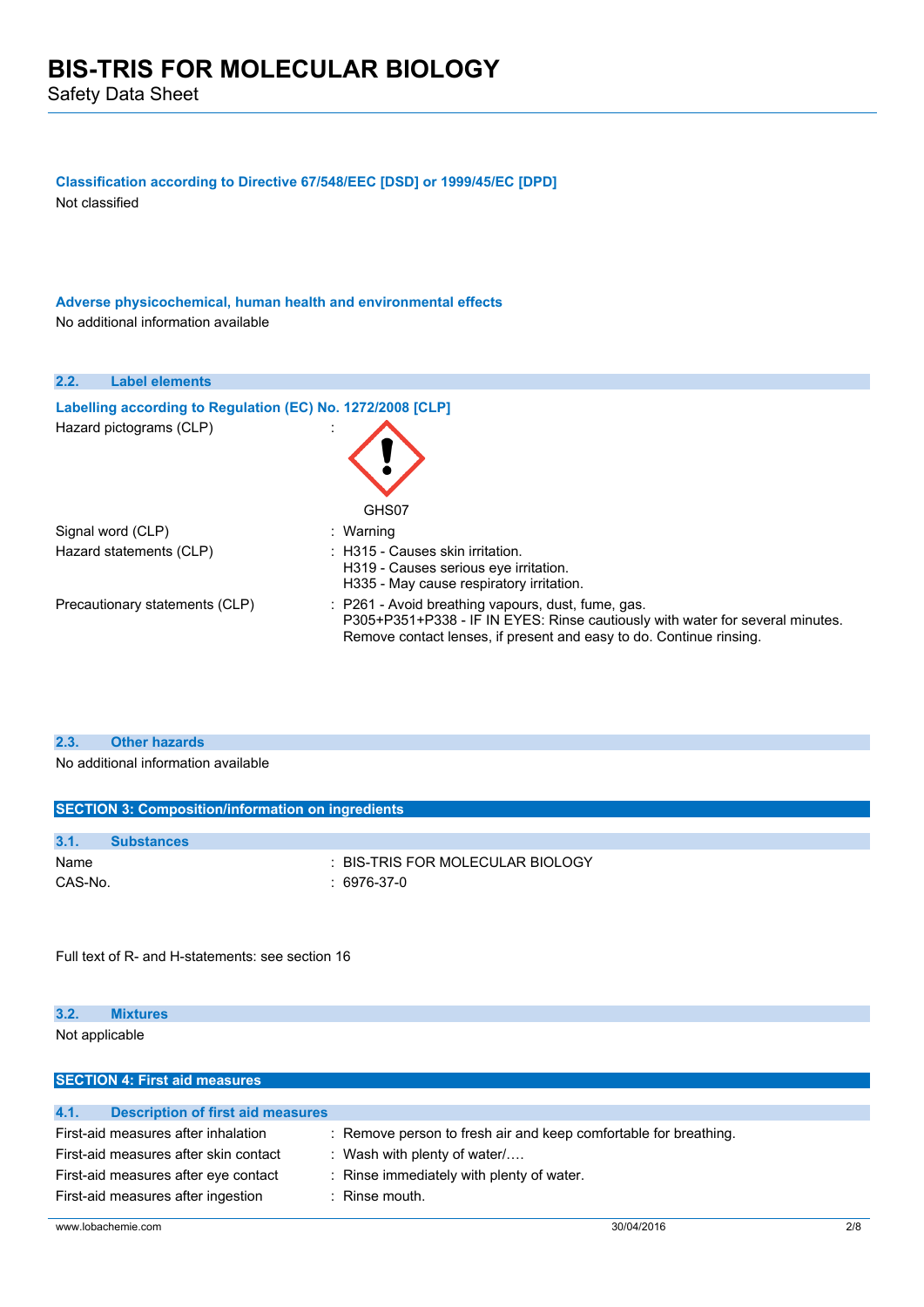**Classification according to Directive 67/548/EEC [DSD] or 1999/45/EC [DPD]**

Not classified

**Adverse physicochemical, human health and environmental effects**

No additional information available

### 2.2. Label elements

**Labelling according to Regulation (EC) No. 1272/2008 [CLP]**

| | |
|---|---|
| Hazard pictograms (CLP) | : GHS07 |
| Signal word (CLP) | : Warning |
| Hazard statements (CLP) | : H315 - Causes skin irritation.<br>H319 - Causes serious eye irritation.<br>H335 - May cause respiratory irritation. |
| Precautionary statements (CLP) | : P261 - Avoid breathing vapours, dust, fume, gas.<br>P305+P351+P338 - IF IN EYES: Rinse cautiously with water for several minutes. Remove contact lenses, if present and easy to do. Continue rinsing. |

### 2.3. Other hazards

No additional information available

## SECTION 3: Composition/information on ingredients

### 3.1. Substances

| | |
|---|---|
| Name | : BIS-TRIS FOR MOLECULAR BIOLOGY |
| CAS-No. | : 6976-37-0 |

Full text of R- and H-statements: see section 16

### 3.2. Mixtures

Not applicable

## SECTION 4: First aid measures

### 4.1. Description of first aid measures

| | |
|---|---|
| First-aid measures after inhalation | : Remove person to fresh air and keep comfortable for breathing. |
| First-aid measures after skin contact | : Wash with plenty of water/…. |
| First-aid measures after eye contact | : Rinse immediately with plenty of water. |
| First-aid measures after ingestion | : Rinse mouth. |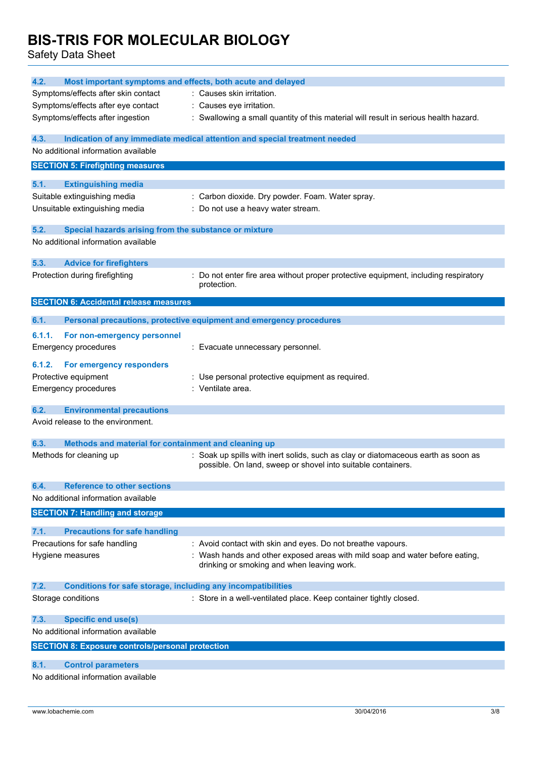### 4.2. Most important symptoms and effects, both acute and delayed

| | |
|---|---|
| Symptoms/effects after skin contact | : Causes skin irritation. |
| Symptoms/effects after eye contact | : Causes eye irritation. |
| Symptoms/effects after ingestion | : Swallowing a small quantity of this material will result in serious health hazard. |

### 4.3. Indication of any immediate medical attention and special treatment needed

No additional information available

## SECTION 5: Firefighting measures

### 5.1. Extinguishing media

| | |
|---|---|
| Suitable extinguishing media | : Carbon dioxide. Dry powder. Foam. Water spray. |
| Unsuitable extinguishing media | : Do not use a heavy water stream. |

### 5.2. Special hazards arising from the substance or mixture

No additional information available

### 5.3. Advice for firefighters

| | |
|---|---|
| Protection during firefighting | : Do not enter fire area without proper protective equipment, including respiratory protection. |

## SECTION 6: Accidental release measures

### 6.1. Personal precautions, protective equipment and emergency procedures

#### 6.1.1. For non-emergency personnel

| | |
|---|---|
| Emergency procedures | : Evacuate unnecessary personnel. |

#### 6.1.2. For emergency responders

| | |
|---|---|
| Protective equipment | : Use personal protective equipment as required. |
| Emergency procedures | : Ventilate area. |

### 6.2. Environmental precautions

Avoid release to the environment.

### 6.3. Methods and material for containment and cleaning up

| | |
|---|---|
| Methods for cleaning up | : Soak up spills with inert solids, such as clay or diatomaceous earth as soon as possible. On land, sweep or shovel into suitable containers. |

### 6.4. Reference to other sections

No additional information available

## SECTION 7: Handling and storage

### 7.1. Precautions for safe handling

| | |
|---|---|
| Precautions for safe handling | : Avoid contact with skin and eyes. Do not breathe vapours. |
| Hygiene measures | : Wash hands and other exposed areas with mild soap and water before eating, drinking or smoking and when leaving work. |

### 7.2. Conditions for safe storage, including any incompatibilities

| | |
|---|---|
| Storage conditions | : Store in a well-ventilated place. Keep container tightly closed. |

### 7.3. Specific end use(s)

No additional information available

## SECTION 8: Exposure controls/personal protection

### 8.1. Control parameters

No additional information available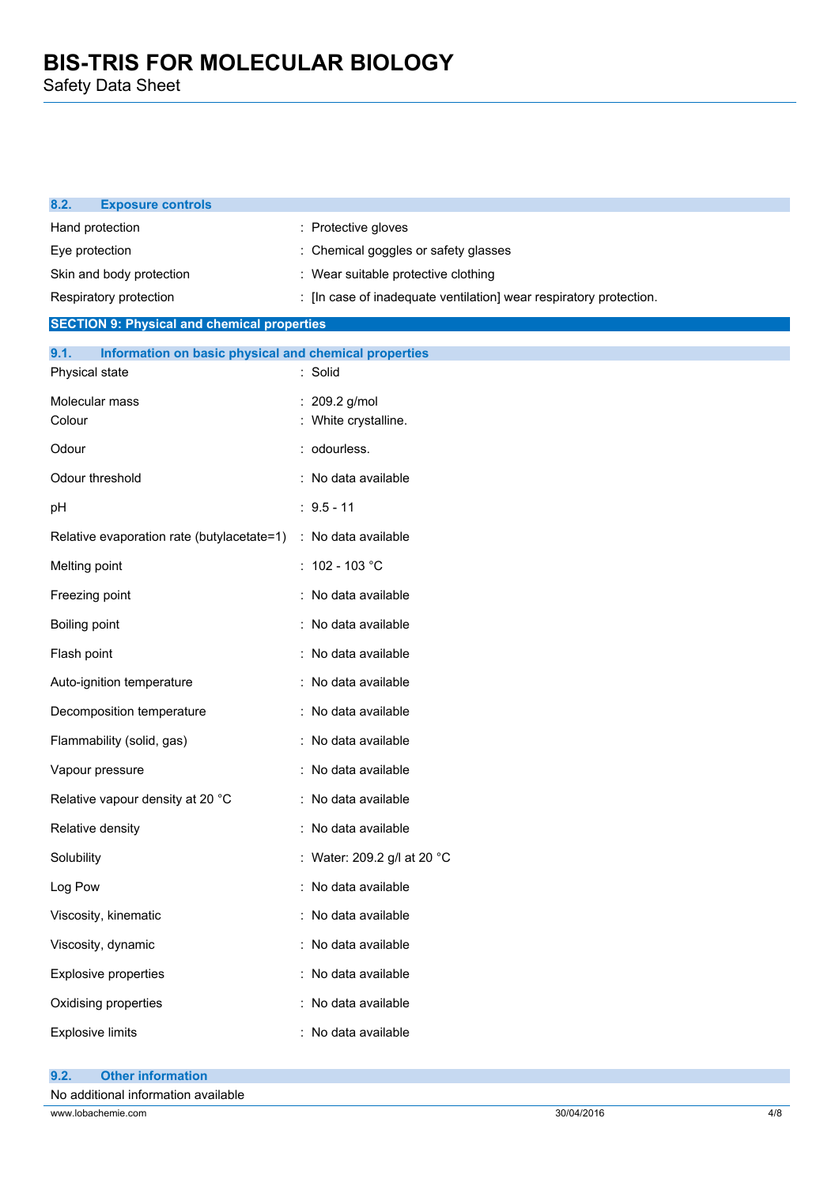### 8.2. Exposure controls

| | |
|---|---|
| Hand protection | : Protective gloves |
| Eye protection | : Chemical goggles or safety glasses |
| Skin and body protection | : Wear suitable protective clothing |
| Respiratory protection | : [In case of inadequate ventilation] wear respiratory protection. |

## SECTION 9: Physical and chemical properties

### 9.1. Information on basic physical and chemical properties

| | |
|---|---|
| Physical state | : Solid |
| Molecular mass | : 209.2 g/mol |
| Colour | : White crystalline. |
| Odour | : odourless. |
| Odour threshold | : No data available |
| pH | : 9.5 - 11 |
| Relative evaporation rate (butylacetate=1) | : No data available |
| Melting point | : 102 - 103 °C |
| Freezing point | : No data available |
| Boiling point | : No data available |
| Flash point | : No data available |
| Auto-ignition temperature | : No data available |
| Decomposition temperature | : No data available |
| Flammability (solid, gas) | : No data available |
| Vapour pressure | : No data available |
| Relative vapour density at 20 °C | : No data available |
| Relative density | : No data available |
| Solubility | : Water: 209.2 g/l at 20 °C |
| Log Pow | : No data available |
| Viscosity, kinematic | : No data available |
| Viscosity, dynamic | : No data available |
| Explosive properties | : No data available |
| Oxidising properties | : No data available |
| Explosive limits | : No data available |

### 9.2. Other information

No additional information available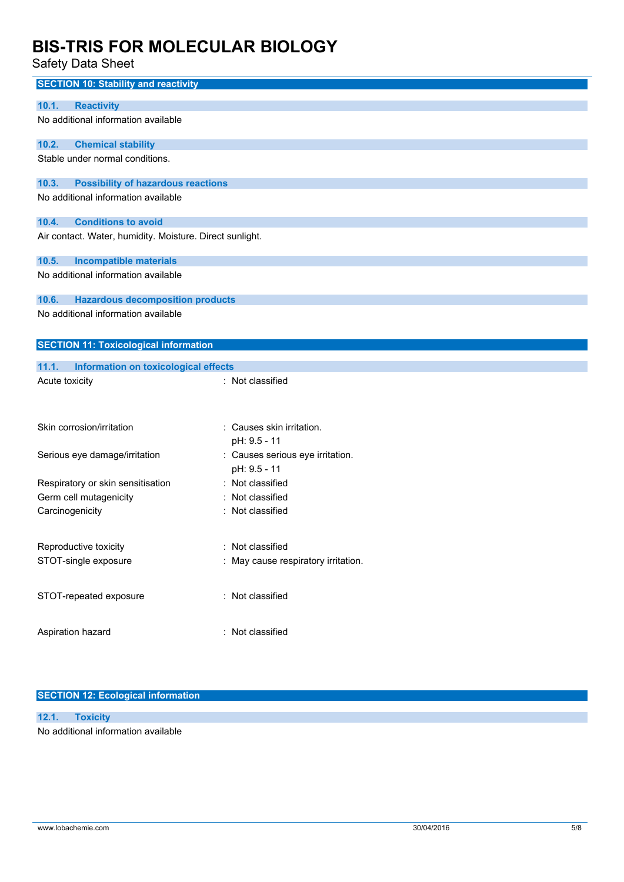## SECTION 10: Stability and reactivity

### 10.1. Reactivity

No additional information available

### 10.2. Chemical stability

Stable under normal conditions.

### 10.3. Possibility of hazardous reactions

No additional information available

### 10.4. Conditions to avoid

Air contact. Water, humidity. Moisture. Direct sunlight.

### 10.5. Incompatible materials

No additional information available

### 10.6. Hazardous decomposition products

No additional information available

## SECTION 11: Toxicological information

### 11.1. Information on toxicological effects

| | |
|---|---|
| Acute toxicity | : Not classified |
| Skin corrosion/irritation | : Causes skin irritation.<br>pH: 9.5 - 11 |
| Serious eye damage/irritation | : Causes serious eye irritation.<br>pH: 9.5 - 11 |
| Respiratory or skin sensitisation | : Not classified |
| Germ cell mutagenicity | : Not classified |
| Carcinogenicity | : Not classified |
| Reproductive toxicity | : Not classified |
| STOT-single exposure | : May cause respiratory irritation. |
| STOT-repeated exposure | : Not classified |
| Aspiration hazard | : Not classified |

## SECTION 12: Ecological information

### 12.1. Toxicity

No additional information available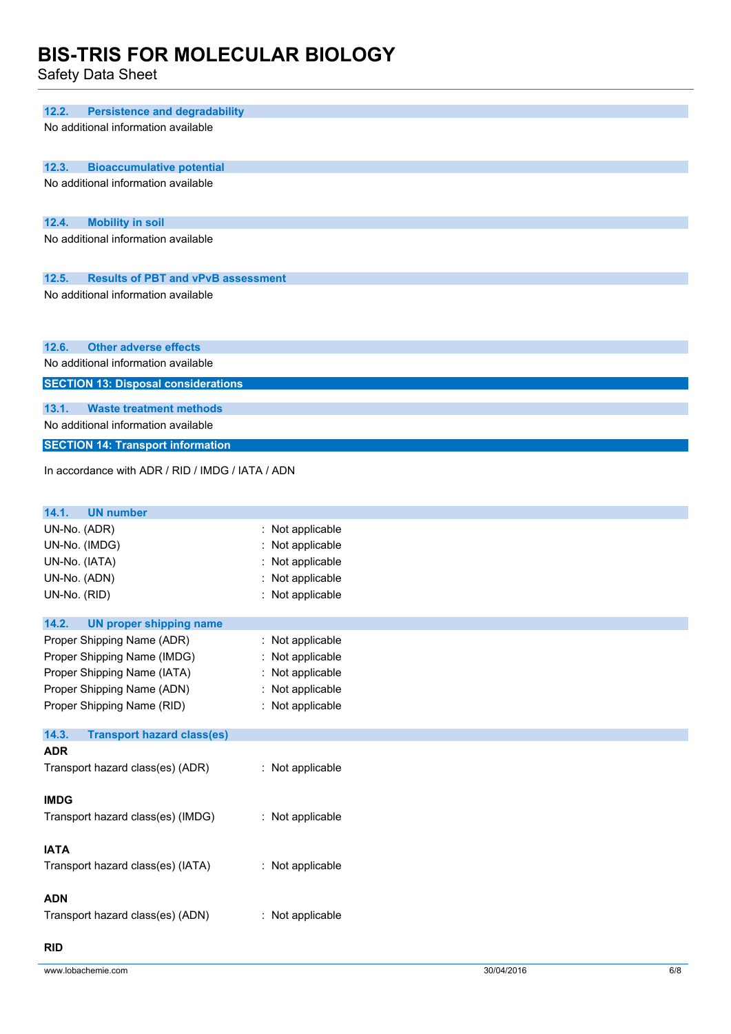### 12.2. Persistence and degradability

No additional information available

### 12.3. Bioaccumulative potential

No additional information available

### 12.4. Mobility in soil

No additional information available

### 12.5. Results of PBT and vPvB assessment

No additional information available

### 12.6. Other adverse effects

No additional information available

## SECTION 13: Disposal considerations

### 13.1. Waste treatment methods

No additional information available

## SECTION 14: Transport information

In accordance with ADR / RID / IMDG / IATA / ADN

### 14.1. UN number

UN-No. (ADR) : Not applicable
UN-No. (IMDG) : Not applicable
UN-No. (IATA) : Not applicable
UN-No. (ADN) : Not applicable
UN-No. (RID) : Not applicable

### 14.2. UN proper shipping name

Proper Shipping Name (ADR) : Not applicable
Proper Shipping Name (IMDG) : Not applicable
Proper Shipping Name (IATA) : Not applicable
Proper Shipping Name (ADN) : Not applicable
Proper Shipping Name (RID) : Not applicable

### 14.3. Transport hazard class(es)

**ADR**

Transport hazard class(es) (ADR) : Not applicable

**IMDG**

Transport hazard class(es) (IMDG) : Not applicable

**IATA**

Transport hazard class(es) (IATA) : Not applicable

**ADN**

Transport hazard class(es) (ADN) : Not applicable

**RID**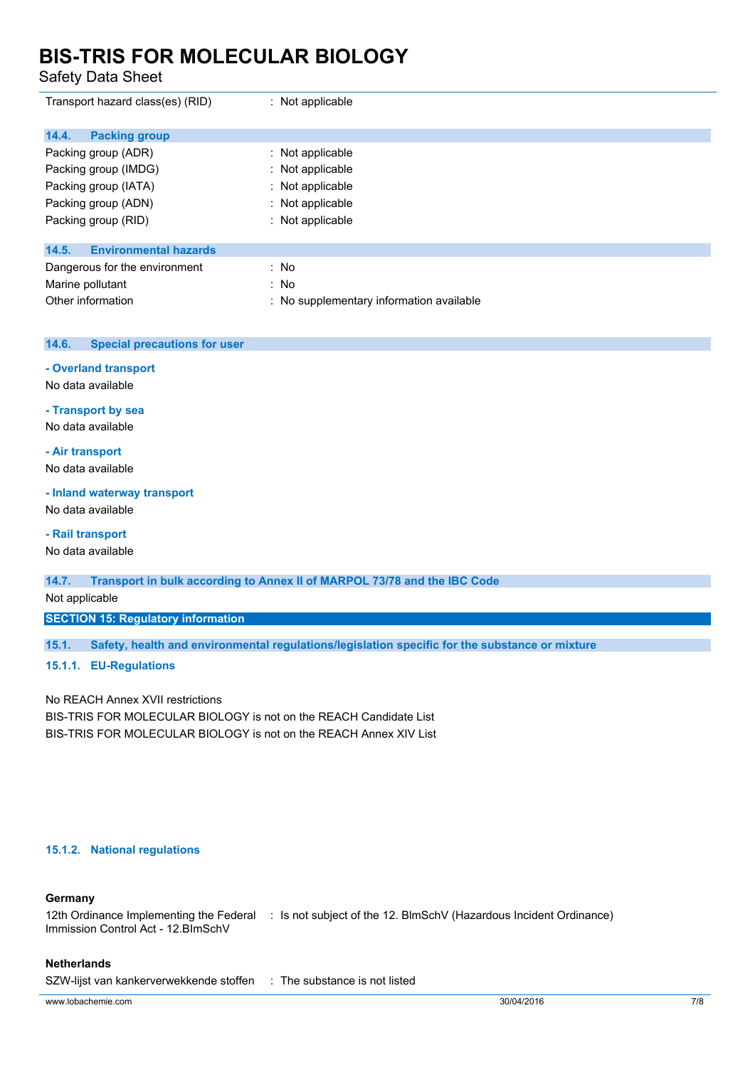| | |
|---|---|
| Transport hazard class(es) (RID) | : Not applicable |

### 14.4. Packing group

| | |
|---|---|
| Packing group (ADR) | : Not applicable |
| Packing group (IMDG) | : Not applicable |
| Packing group (IATA) | : Not applicable |
| Packing group (ADN) | : Not applicable |
| Packing group (RID) | : Not applicable |

### 14.5. Environmental hazards

| | |
|---|---|
| Dangerous for the environment | : No |
| Marine pollutant | : No |
| Other information | : No supplementary information available |

### 14.6. Special precautions for user

**- Overland transport**

No data available

**- Transport by sea**

No data available

**- Air transport**

No data available

**- Inland waterway transport**

No data available

**- Rail transport**

No data available

### 14.7. Transport in bulk according to Annex II of MARPOL 73/78 and the IBC Code

Not applicable

## SECTION 15: Regulatory information

### 15.1. Safety, health and environmental regulations/legislation specific for the substance or mixture

#### 15.1.1. EU-Regulations

No REACH Annex XVII restrictions

BIS-TRIS FOR MOLECULAR BIOLOGY is not on the REACH Candidate List

BIS-TRIS FOR MOLECULAR BIOLOGY is not on the REACH Annex XIV List

#### 15.1.2. National regulations

**Germany**

| | |
|---|---|
| 12th Ordinance Implementing the Federal Immission Control Act - 12.BImSchV | : Is not subject of the 12. BlmSchV (Hazardous Incident Ordinance) |

**Netherlands**

| | |
|---|---|
| SZW-lijst van kankerverwekkende stoffen | : The substance is not listed |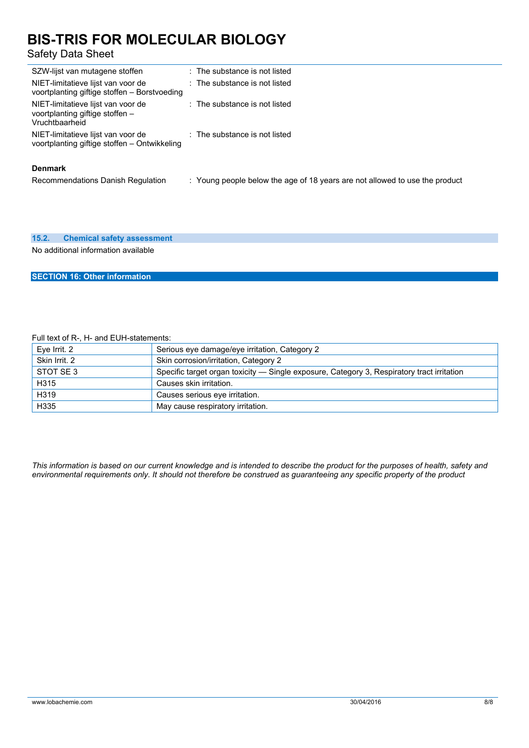| | |
|---|---|
| SZW-lijst van mutagene stoffen | : The substance is not listed |
| NIET-limitatieve lijst van voor de voortplanting giftige stoffen – Borstvoeding | : The substance is not listed |
| NIET-limitatieve lijst van voor de voortplanting giftige stoffen – Vruchtbaarheid | : The substance is not listed |
| NIET-limitatieve lijst van voor de voortplanting giftige stoffen – Ontwikkeling | : The substance is not listed |

**Denmark**

| | |
|---|---|
| Recommendations Danish Regulation | : Young people below the age of 18 years are not allowed to use the product |

### 15.2. Chemical safety assessment

No additional information available

## SECTION 16: Other information

Full text of R-, H- and EUH-statements:

| | |
|---|---|
| Eye Irrit. 2 | Serious eye damage/eye irritation, Category 2 |
| Skin Irrit. 2 | Skin corrosion/irritation, Category 2 |
| STOT SE 3 | Specific target organ toxicity — Single exposure, Category 3, Respiratory tract irritation |
| H315 | Causes skin irritation. |
| H319 | Causes serious eye irritation. |
| H335 | May cause respiratory irritation. |

*This information is based on our current knowledge and is intended to describe the product for the purposes of health, safety and environmental requirements only. It should not therefore be construed as guaranteeing any specific property of the product*